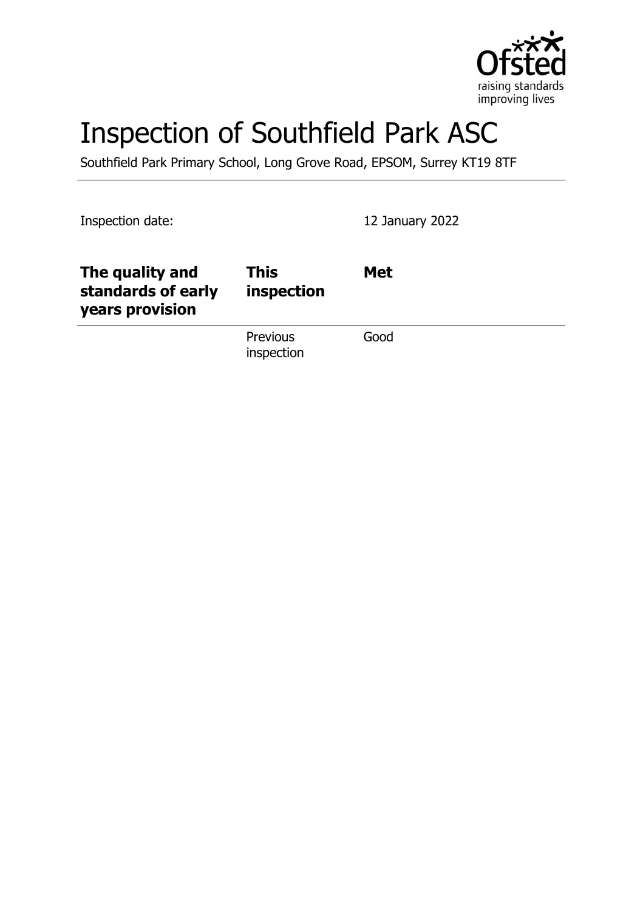# Inspection of Southfield Park ASC

Southfield Park Primary School, Long Grove Road, EPSOM, Surrey KT19 8TF

Inspection date: 12 January 2022

| The quality and standards of early years provision | This inspection | Met |
| --- | --- | --- |
| | Previous inspection | Good |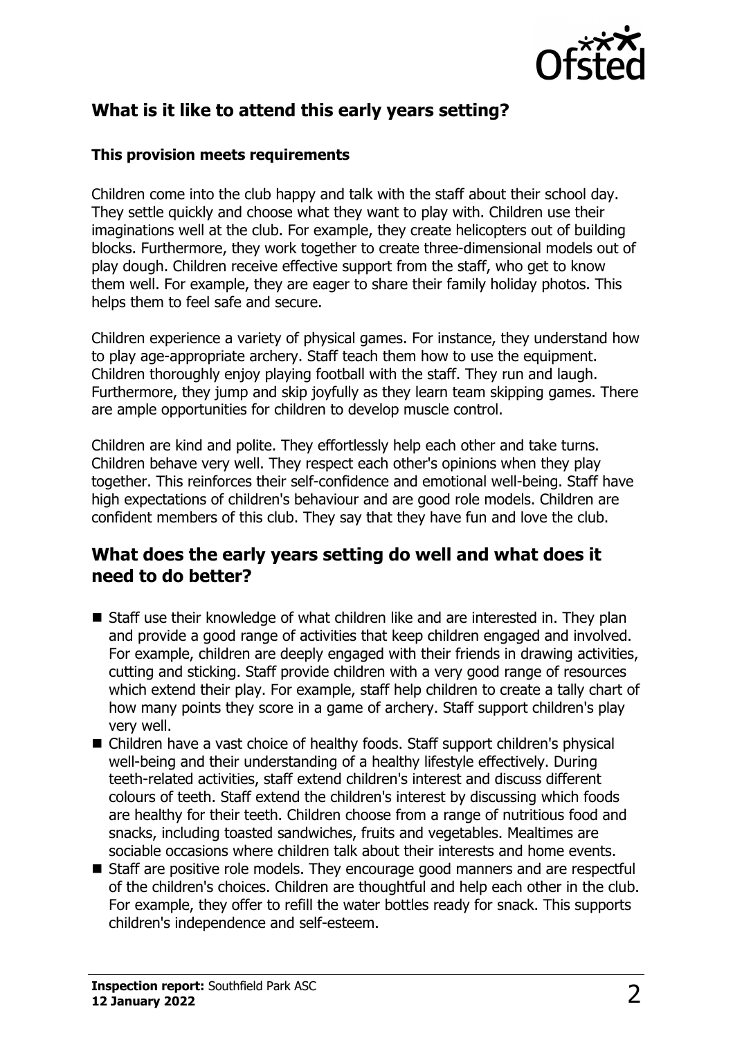## What is it like to attend this early years setting?

### This provision meets requirements

Children come into the club happy and talk with the staff about their school day. They settle quickly and choose what they want to play with. Children use their imaginations well at the club. For example, they create helicopters out of building blocks. Furthermore, they work together to create three-dimensional models out of play dough. Children receive effective support from the staff, who get to know them well. For example, they are eager to share their family holiday photos. This helps them to feel safe and secure.

Children experience a variety of physical games. For instance, they understand how to play age-appropriate archery. Staff teach them how to use the equipment. Children thoroughly enjoy playing football with the staff. They run and laugh. Furthermore, they jump and skip joyfully as they learn team skipping games. There are ample opportunities for children to develop muscle control.

Children are kind and polite. They effortlessly help each other and take turns. Children behave very well. They respect each other's opinions when they play together. This reinforces their self-confidence and emotional well-being. Staff have high expectations of children's behaviour and are good role models. Children are confident members of this club. They say that they have fun and love the club.

## What does the early years setting do well and what does it need to do better?

- Staff use their knowledge of what children like and are interested in. They plan and provide a good range of activities that keep children engaged and involved. For example, children are deeply engaged with their friends in drawing activities, cutting and sticking. Staff provide children with a very good range of resources which extend their play. For example, staff help children to create a tally chart of how many points they score in a game of archery. Staff support children's play very well.
- Children have a vast choice of healthy foods. Staff support children's physical well-being and their understanding of a healthy lifestyle effectively. During teeth-related activities, staff extend children's interest and discuss different colours of teeth. Staff extend the children's interest by discussing which foods are healthy for their teeth. Children choose from a range of nutritious food and snacks, including toasted sandwiches, fruits and vegetables. Mealtimes are sociable occasions where children talk about their interests and home events.
- Staff are positive role models. They encourage good manners and are respectful of the children's choices. Children are thoughtful and help each other in the club. For example, they offer to refill the water bottles ready for snack. This supports children's independence and self-esteem.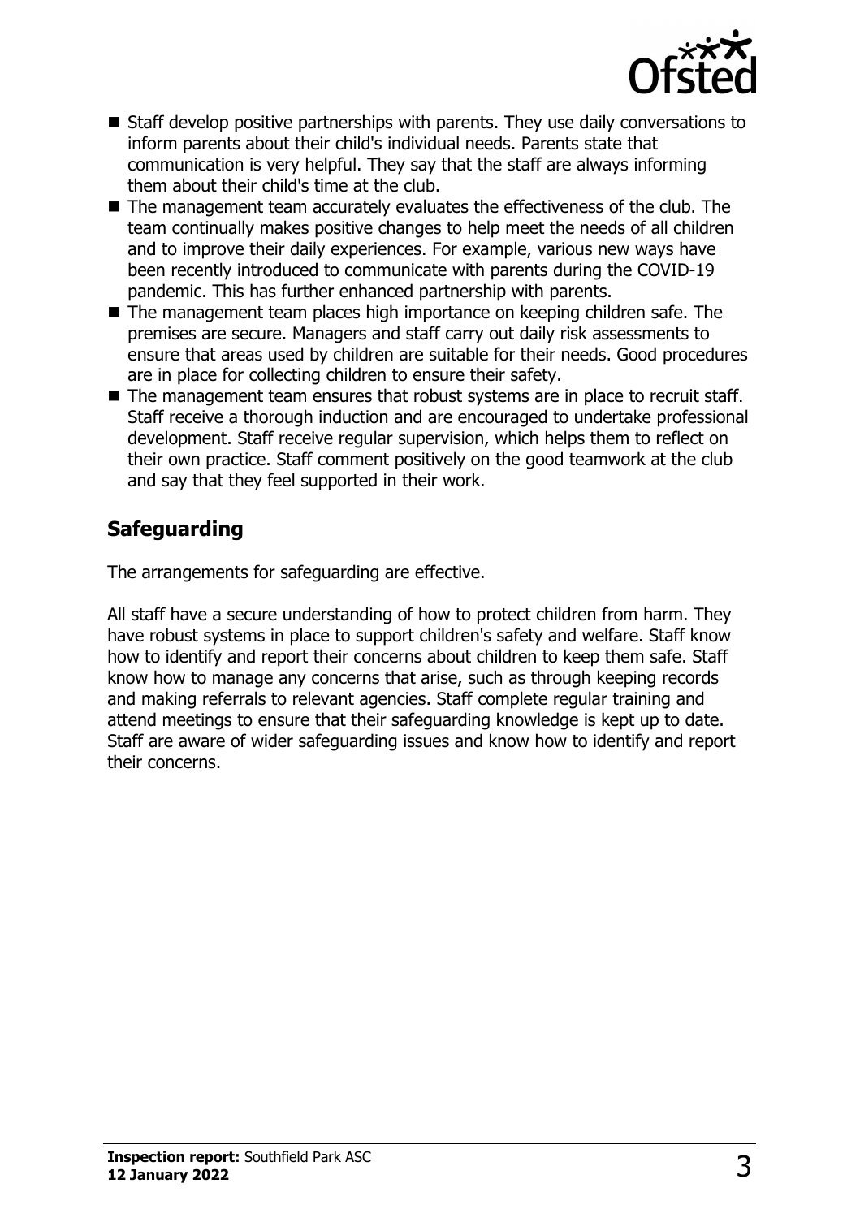- Staff develop positive partnerships with parents. They use daily conversations to inform parents about their child's individual needs. Parents state that communication is very helpful. They say that the staff are always informing them about their child's time at the club.
- The management team accurately evaluates the effectiveness of the club. The team continually makes positive changes to help meet the needs of all children and to improve their daily experiences. For example, various new ways have been recently introduced to communicate with parents during the COVID-19 pandemic. This has further enhanced partnership with parents.
- The management team places high importance on keeping children safe. The premises are secure. Managers and staff carry out daily risk assessments to ensure that areas used by children are suitable for their needs. Good procedures are in place for collecting children to ensure their safety.
- The management team ensures that robust systems are in place to recruit staff. Staff receive a thorough induction and are encouraged to undertake professional development. Staff receive regular supervision, which helps them to reflect on their own practice. Staff comment positively on the good teamwork at the club and say that they feel supported in their work.

## Safeguarding

The arrangements for safeguarding are effective.

All staff have a secure understanding of how to protect children from harm. They have robust systems in place to support children's safety and welfare. Staff know how to identify and report their concerns about children to keep them safe. Staff know how to manage any concerns that arise, such as through keeping records and making referrals to relevant agencies. Staff complete regular training and attend meetings to ensure that their safeguarding knowledge is kept up to date. Staff are aware of wider safeguarding issues and know how to identify and report their concerns.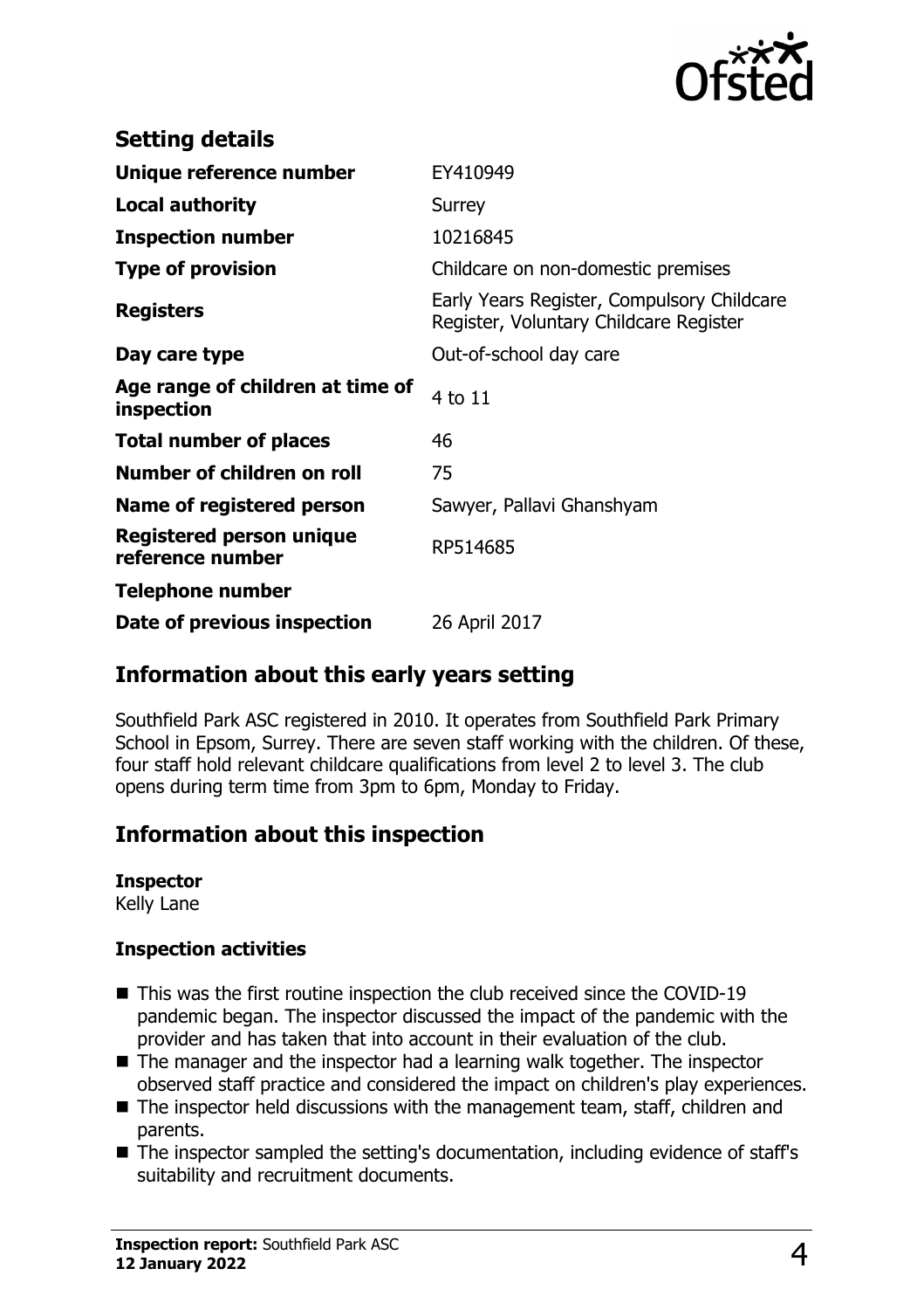## Setting details

| | |
|---|---|
| **Unique reference number** | EY410949 |
| **Local authority** | Surrey |
| **Inspection number** | 10216845 |
| **Type of provision** | Childcare on non-domestic premises |
| **Registers** | Early Years Register, Compulsory Childcare Register, Voluntary Childcare Register |
| **Day care type** | Out-of-school day care |
| **Age range of children at time of inspection** | 4 to 11 |
| **Total number of places** | 46 |
| **Number of children on roll** | 75 |
| **Name of registered person** | Sawyer, Pallavi Ghanshyam |
| **Registered person unique reference number** | RP514685 |
| **Telephone number** | |
| **Date of previous inspection** | 26 April 2017 |

## Information about this early years setting

Southfield Park ASC registered in 2010. It operates from Southfield Park Primary School in Epsom, Surrey. There are seven staff working with the children. Of these, four staff hold relevant childcare qualifications from level 2 to level 3. The club opens during term time from 3pm to 6pm, Monday to Friday.

## Information about this inspection

**Inspector**
Kelly Lane

**Inspection activities**

- This was the first routine inspection the club received since the COVID-19 pandemic began. The inspector discussed the impact of the pandemic with the provider and has taken that into account in their evaluation of the club.
- The manager and the inspector had a learning walk together. The inspector observed staff practice and considered the impact on children's play experiences.
- The inspector held discussions with the management team, staff, children and parents.
- The inspector sampled the setting's documentation, including evidence of staff's suitability and recruitment documents.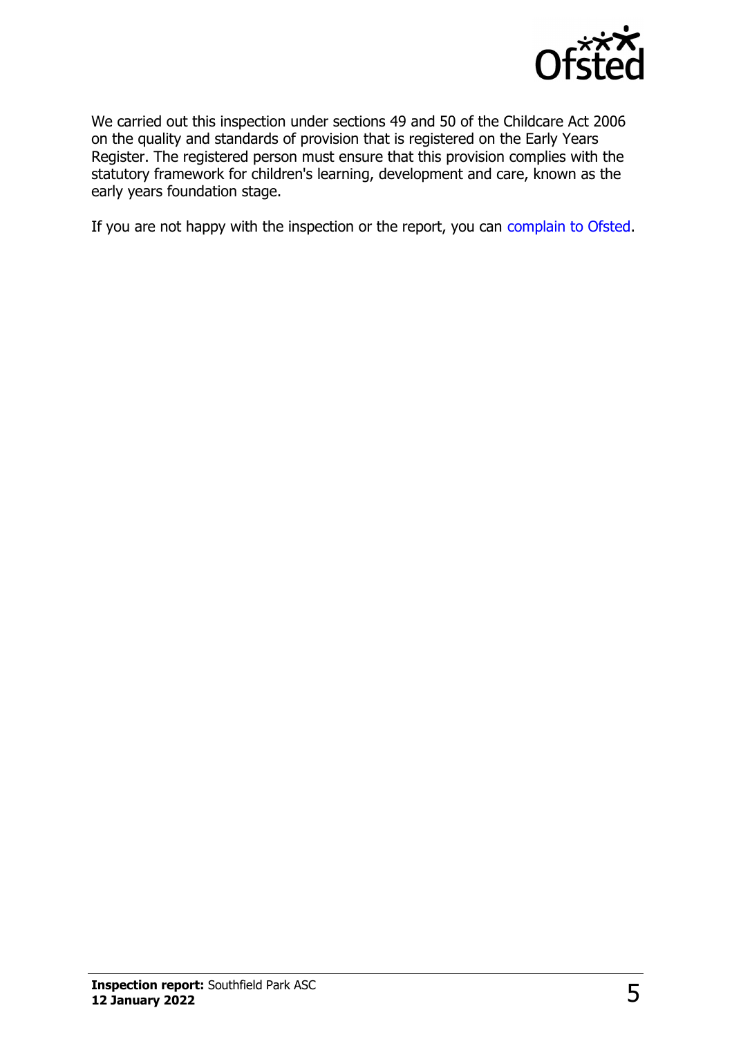We carried out this inspection under sections 49 and 50 of the Childcare Act 2006 on the quality and standards of provision that is registered on the Early Years Register. The registered person must ensure that this provision complies with the statutory framework for children's learning, development and care, known as the early years foundation stage.

If you are not happy with the inspection or the report, you can complain to Ofsted.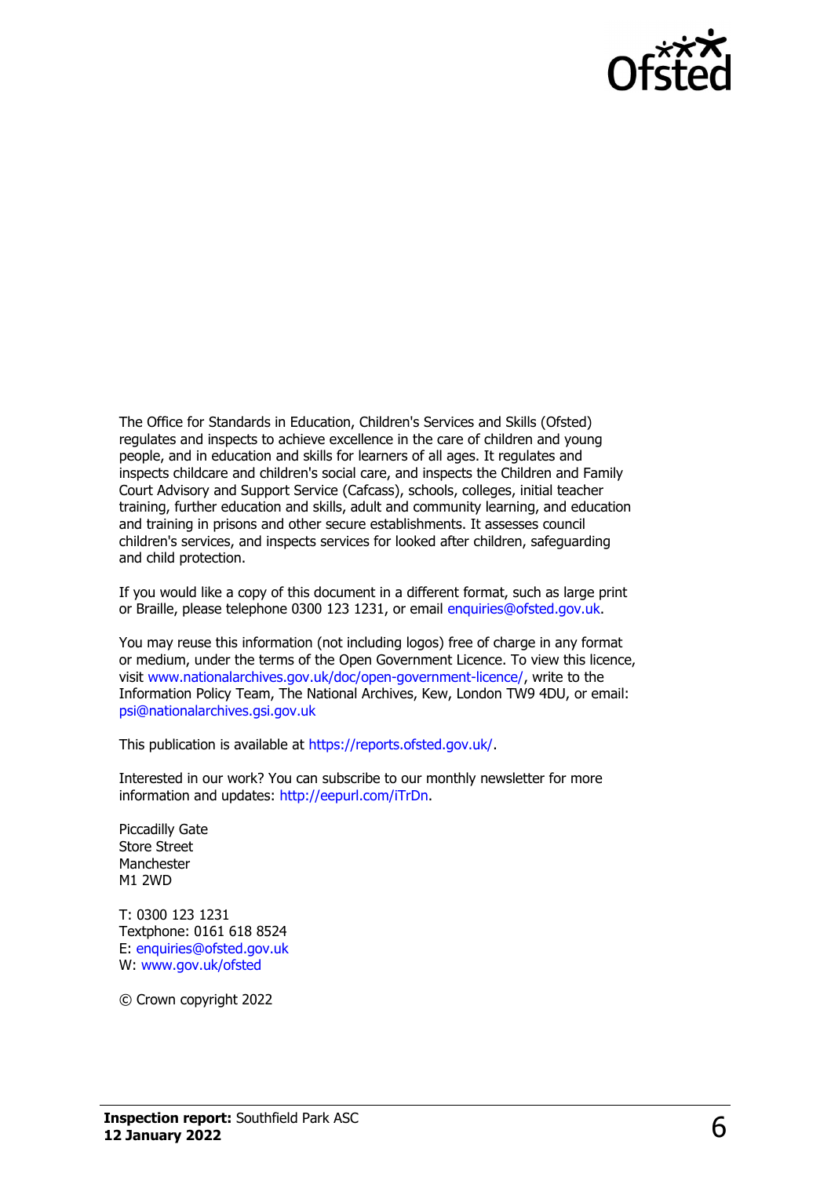The Office for Standards in Education, Children's Services and Skills (Ofsted) regulates and inspects to achieve excellence in the care of children and young people, and in education and skills for learners of all ages. It regulates and inspects childcare and children's social care, and inspects the Children and Family Court Advisory and Support Service (Cafcass), schools, colleges, initial teacher training, further education and skills, adult and community learning, and education and training in prisons and other secure establishments. It assesses council children's services, and inspects services for looked after children, safeguarding and child protection.

If you would like a copy of this document in a different format, such as large print or Braille, please telephone 0300 123 1231, or email enquiries@ofsted.gov.uk.

You may reuse this information (not including logos) free of charge in any format or medium, under the terms of the Open Government Licence. To view this licence, visit www.nationalarchives.gov.uk/doc/open-government-licence/, write to the Information Policy Team, The National Archives, Kew, London TW9 4DU, or email: psi@nationalarchives.gsi.gov.uk

This publication is available at https://reports.ofsted.gov.uk/.

Interested in our work? You can subscribe to our monthly newsletter for more information and updates: http://eepurl.com/iTrDn.

Piccadilly Gate
Store Street
Manchester
M1 2WD

T: 0300 123 1231
Textphone: 0161 618 8524
E: enquiries@ofsted.gov.uk
W: www.gov.uk/ofsted

© Crown copyright 2022